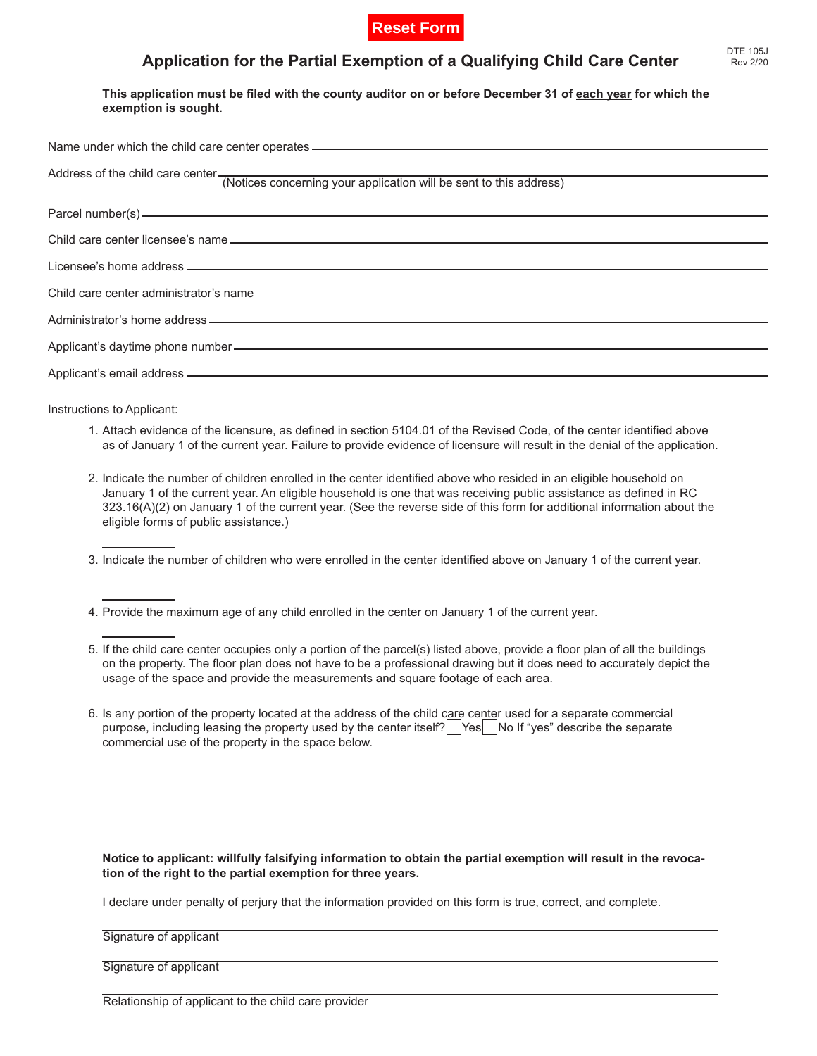Reset Form

DTE 105J
Rev 2/20

# Application for the Partial Exemption of a Qualifying Child Care Center

**This application must be filed with the county auditor on or before December 31 of <u>each year</u> for which the exemption is sought.**

Name under which the child care center operates ______________________________

Address of the child care center ______________________________
(Notices concerning your application will be sent to this address)

Parcel number(s) ______________________________

Child care center licensee's name ______________________________

Licensee's home address ______________________________

Child care center administrator's name ______________________________

Administrator's home address ______________________________

Applicant's daytime phone number ______________________________

Applicant's email address ______________________________

Instructions to Applicant:

1. Attach evidence of the licensure, as defined in section 5104.01 of the Revised Code, of the center identified above as of January 1 of the current year. Failure to provide evidence of licensure will result in the denial of the application.

2. Indicate the number of children enrolled in the center identified above who resided in an eligible household on January 1 of the current year. An eligible household is one that was receiving public assistance as defined in RC 323.16(A)(2) on January 1 of the current year. (See the reverse side of this form for additional information about the eligible forms of public assistance.)

   __________

3. Indicate the number of children who were enrolled in the center identified above on January 1 of the current year.

   __________

4. Provide the maximum age of any child enrolled in the center on January 1 of the current year.

   __________

5. If the child care center occupies only a portion of the parcel(s) listed above, provide a floor plan of all the buildings on the property. The floor plan does not have to be a professional drawing but it does need to accurately depict the usage of the space and provide the measurements and square footage of each area.

6. Is any portion of the property located at the address of the child care center used for a separate commercial purpose, including leasing the property used by the center itself? ☐ Yes ☐ No If "yes" describe the separate commercial use of the property in the space below.

**Notice to applicant: willfully falsifying information to obtain the partial exemption will result in the revocation of the right to the partial exemption for three years.**

I declare under penalty of perjury that the information provided on this form is true, correct, and complete.

______________________________
Signature of applicant

______________________________
Signature of applicant

______________________________
Relationship of applicant to the child care provider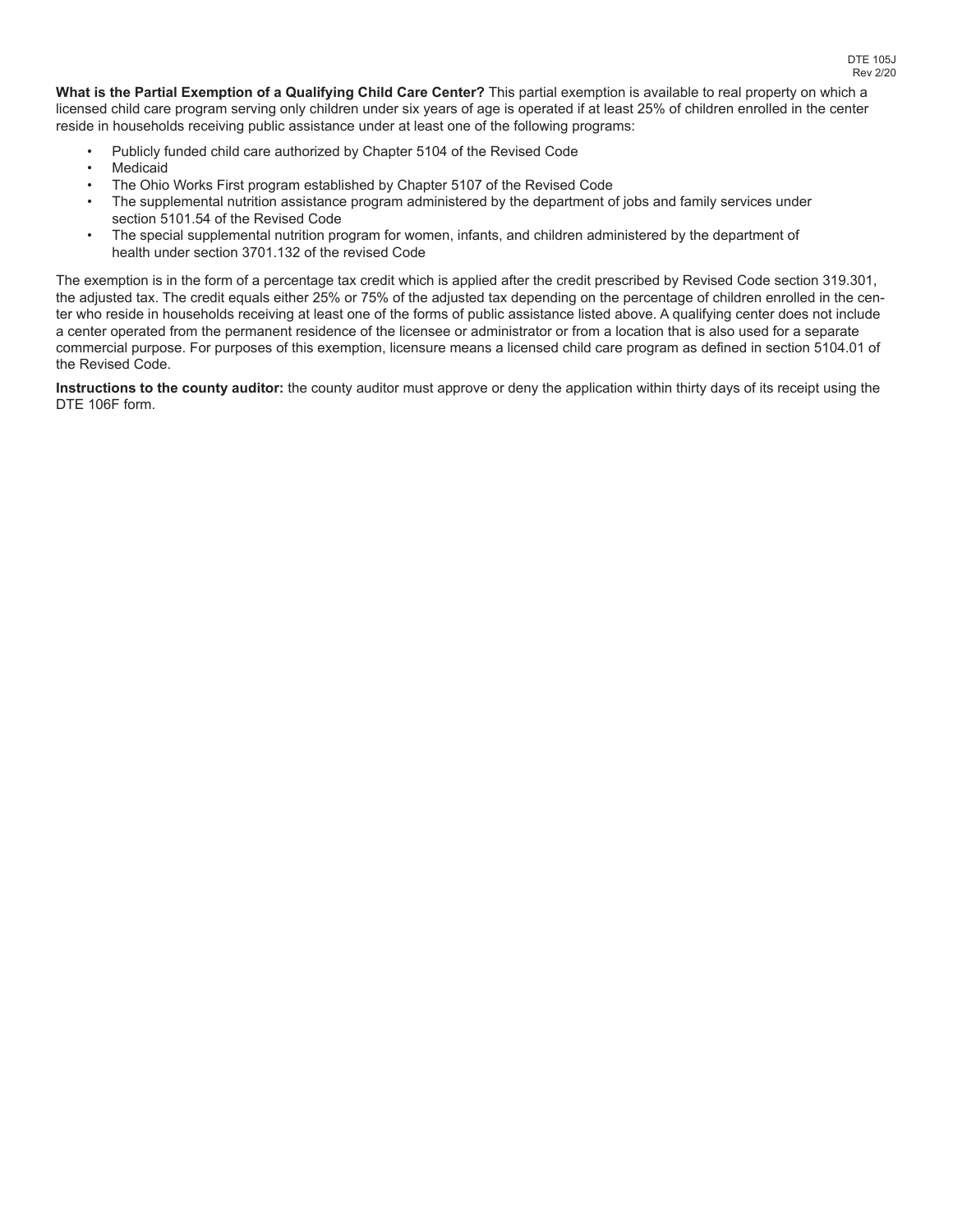**What is the Partial Exemption of a Qualifying Child Care Center?** This partial exemption is available to real property on which a licensed child care program serving only children under six years of age is operated if at least 25% of children enrolled in the center reside in households receiving public assistance under at least one of the following programs:

- Publicly funded child care authorized by Chapter 5104 of the Revised Code
- Medicaid
- The Ohio Works First program established by Chapter 5107 of the Revised Code
- The supplemental nutrition assistance program administered by the department of jobs and family services under section 5101.54 of the Revised Code
- The special supplemental nutrition program for women, infants, and children administered by the department of health under section 3701.132 of the revised Code

The exemption is in the form of a percentage tax credit which is applied after the credit prescribed by Revised Code section 319.301, the adjusted tax. The credit equals either 25% or 75% of the adjusted tax depending on the percentage of children enrolled in the center who reside in households receiving at least one of the forms of public assistance listed above. A qualifying center does not include a center operated from the permanent residence of the licensee or administrator or from a location that is also used for a separate commercial purpose. For purposes of this exemption, licensure means a licensed child care program as defined in section 5104.01 of the Revised Code.

**Instructions to the county auditor:** the county auditor must approve or deny the application within thirty days of its receipt using the DTE 106F form.